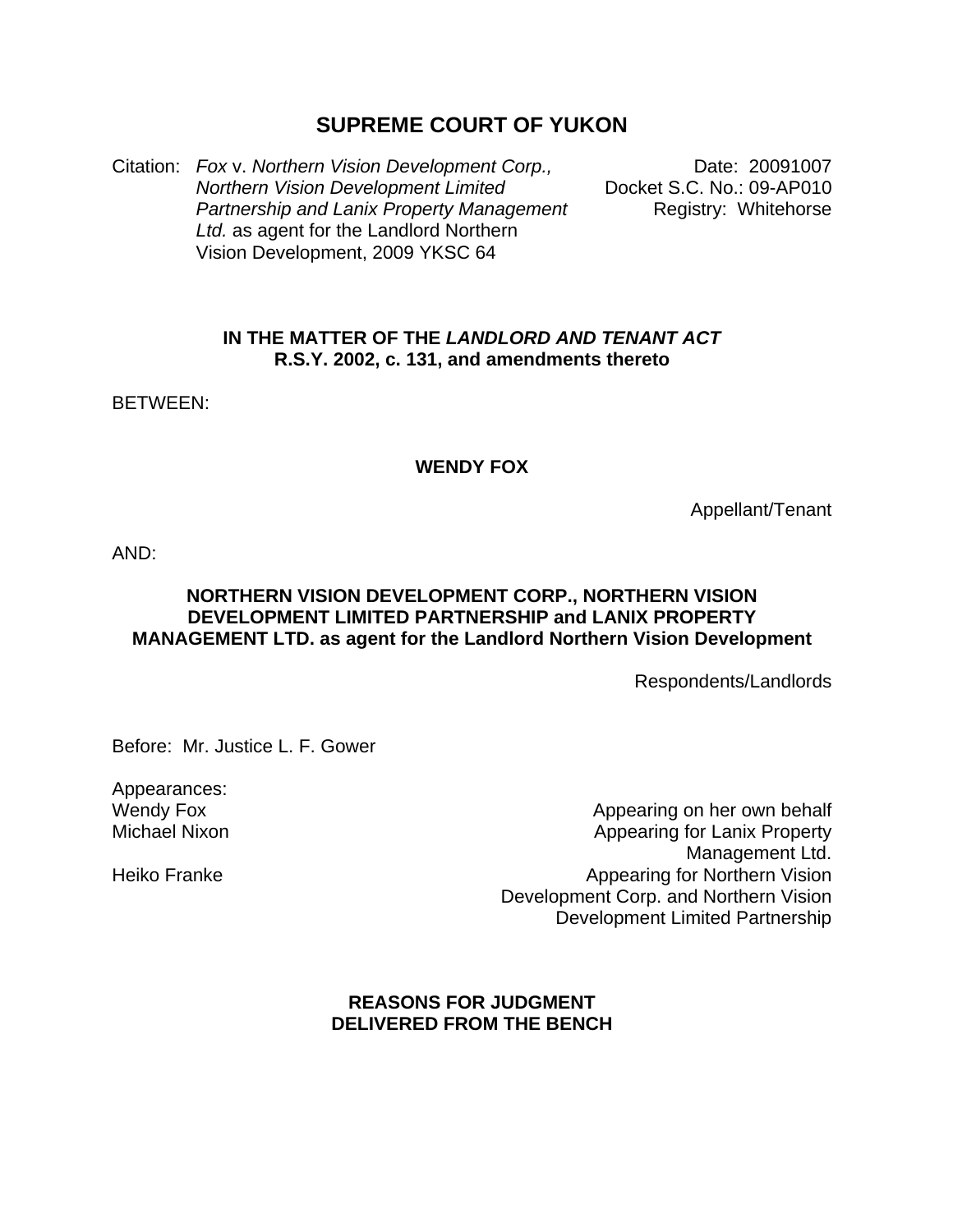# SUPREME COURT OF YUKON

Citation: *Fox* v. *Northern Vision Development Corp., Northern Vision Development Limited Partnership and Lanix Property Management Ltd.* as agent for the Landlord Northern Vision Development, 2009 YKSC 64

Date: 20091007
Docket S.C. No.: 09-AP010
Registry: Whitehorse

**IN THE MATTER OF THE *LANDLORD AND TENANT ACT* R.S.Y. 2002, c. 131, and amendments thereto**

BETWEEN:

**WENDY FOX**

Appellant/Tenant

AND:

**NORTHERN VISION DEVELOPMENT CORP., NORTHERN VISION DEVELOPMENT LIMITED PARTNERSHIP and LANIX PROPERTY MANAGEMENT LTD. as agent for the Landlord Northern Vision Development**

Respondents/Landlords

Before: Mr. Justice L. F. Gower

Appearances:

| | |
|---|---|
| Wendy Fox | Appearing on her own behalf |
| Michael Nixon | Appearing for Lanix Property Management Ltd. |
| Heiko Franke | Appearing for Northern Vision Development Corp. and Northern Vision Development Limited Partnership |

**REASONS FOR JUDGMENT DELIVERED FROM THE BENCH**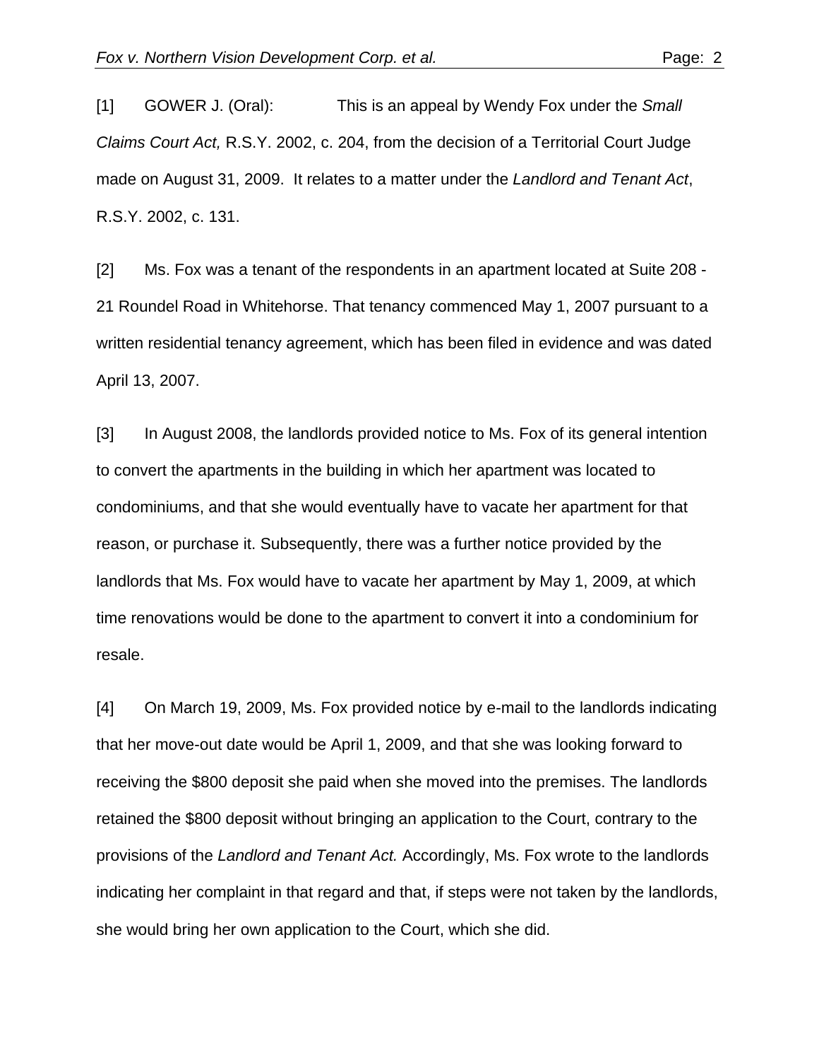[1] GOWER J. (Oral): This is an appeal by Wendy Fox under the *Small Claims Court Act,* R.S.Y. 2002, c. 204, from the decision of a Territorial Court Judge made on August 31, 2009. It relates to a matter under the *Landlord and Tenant Act*, R.S.Y. 2002, c. 131.

[2] Ms. Fox was a tenant of the respondents in an apartment located at Suite 208 - 21 Roundel Road in Whitehorse. That tenancy commenced May 1, 2007 pursuant to a written residential tenancy agreement, which has been filed in evidence and was dated April 13, 2007.

[3] In August 2008, the landlords provided notice to Ms. Fox of its general intention to convert the apartments in the building in which her apartment was located to condominiums, and that she would eventually have to vacate her apartment for that reason, or purchase it. Subsequently, there was a further notice provided by the landlords that Ms. Fox would have to vacate her apartment by May 1, 2009, at which time renovations would be done to the apartment to convert it into a condominium for resale.

[4] On March 19, 2009, Ms. Fox provided notice by e-mail to the landlords indicating that her move-out date would be April 1, 2009, and that she was looking forward to receiving the $800 deposit she paid when she moved into the premises. The landlords retained the $800 deposit without bringing an application to the Court, contrary to the provisions of the *Landlord and Tenant Act.* Accordingly, Ms. Fox wrote to the landlords indicating her complaint in that regard and that, if steps were not taken by the landlords, she would bring her own application to the Court, which she did.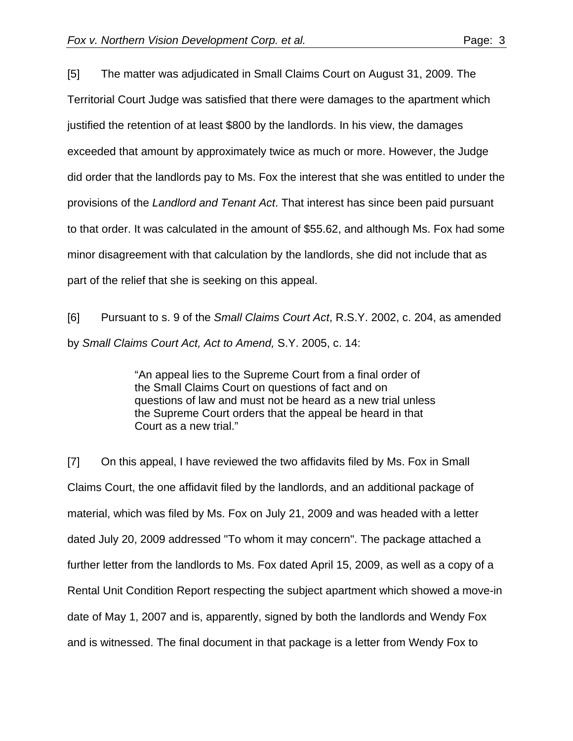[5] The matter was adjudicated in Small Claims Court on August 31, 2009. The Territorial Court Judge was satisfied that there were damages to the apartment which justified the retention of at least $800 by the landlords. In his view, the damages exceeded that amount by approximately twice as much or more. However, the Judge did order that the landlords pay to Ms. Fox the interest that she was entitled to under the provisions of the *Landlord and Tenant Act*. That interest has since been paid pursuant to that order. It was calculated in the amount of $55.62, and although Ms. Fox had some minor disagreement with that calculation by the landlords, she did not include that as part of the relief that she is seeking on this appeal.

[6] Pursuant to s. 9 of the *Small Claims Court Act*, R.S.Y. 2002, c. 204, as amended by *Small Claims Court Act, Act to Amend,* S.Y. 2005, c. 14:

> "An appeal lies to the Supreme Court from a final order of the Small Claims Court on questions of fact and on questions of law and must not be heard as a new trial unless the Supreme Court orders that the appeal be heard in that Court as a new trial."

[7] On this appeal, I have reviewed the two affidavits filed by Ms. Fox in Small Claims Court, the one affidavit filed by the landlords, and an additional package of material, which was filed by Ms. Fox on July 21, 2009 and was headed with a letter dated July 20, 2009 addressed "To whom it may concern". The package attached a further letter from the landlords to Ms. Fox dated April 15, 2009, as well as a copy of a Rental Unit Condition Report respecting the subject apartment which showed a move-in date of May 1, 2007 and is, apparently, signed by both the landlords and Wendy Fox and is witnessed. The final document in that package is a letter from Wendy Fox to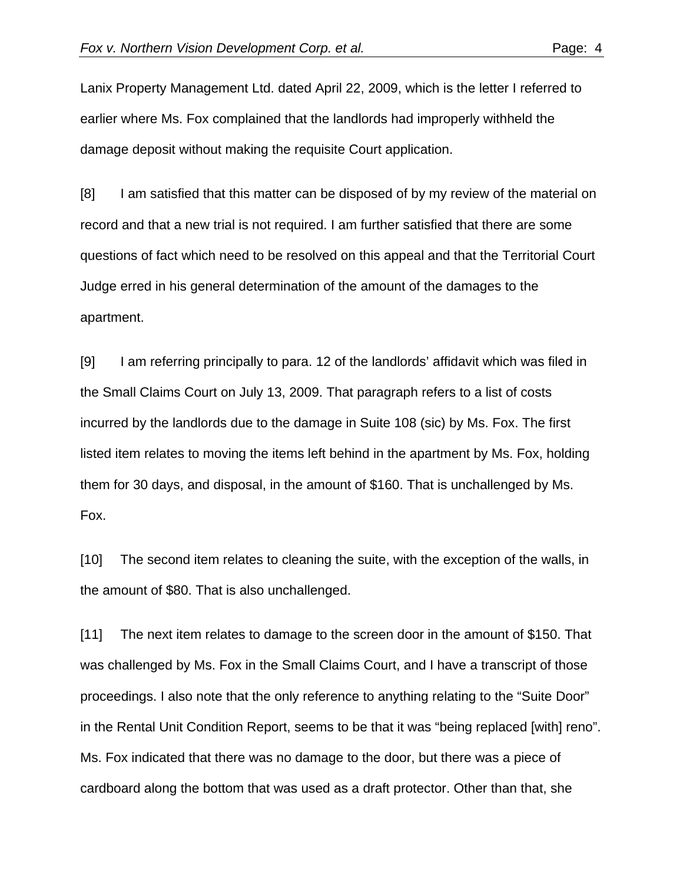Lanix Property Management Ltd. dated April 22, 2009, which is the letter I referred to earlier where Ms. Fox complained that the landlords had improperly withheld the damage deposit without making the requisite Court application.

[8] I am satisfied that this matter can be disposed of by my review of the material on record and that a new trial is not required. I am further satisfied that there are some questions of fact which need to be resolved on this appeal and that the Territorial Court Judge erred in his general determination of the amount of the damages to the apartment.

[9] I am referring principally to para. 12 of the landlords' affidavit which was filed in the Small Claims Court on July 13, 2009. That paragraph refers to a list of costs incurred by the landlords due to the damage in Suite 108 (sic) by Ms. Fox. The first listed item relates to moving the items left behind in the apartment by Ms. Fox, holding them for 30 days, and disposal, in the amount of $160. That is unchallenged by Ms. Fox.

[10] The second item relates to cleaning the suite, with the exception of the walls, in the amount of $80. That is also unchallenged.

[11] The next item relates to damage to the screen door in the amount of $150. That was challenged by Ms. Fox in the Small Claims Court, and I have a transcript of those proceedings. I also note that the only reference to anything relating to the "Suite Door" in the Rental Unit Condition Report, seems to be that it was "being replaced [with] reno". Ms. Fox indicated that there was no damage to the door, but there was a piece of cardboard along the bottom that was used as a draft protector. Other than that, she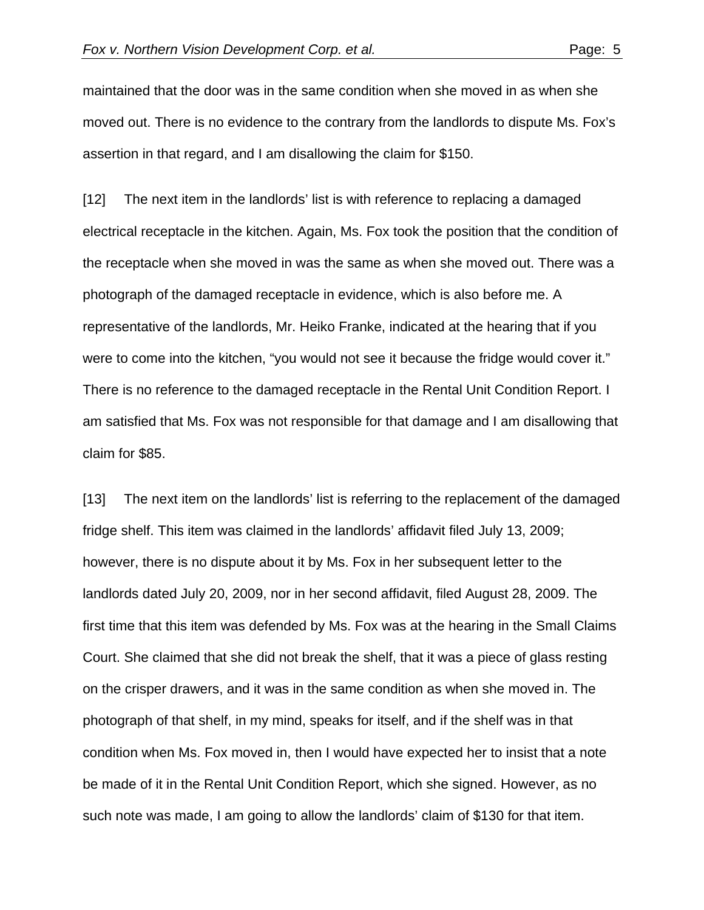maintained that the door was in the same condition when she moved in as when she moved out. There is no evidence to the contrary from the landlords to dispute Ms. Fox's assertion in that regard, and I am disallowing the claim for $150.

[12] The next item in the landlords' list is with reference to replacing a damaged electrical receptacle in the kitchen. Again, Ms. Fox took the position that the condition of the receptacle when she moved in was the same as when she moved out. There was a photograph of the damaged receptacle in evidence, which is also before me. A representative of the landlords, Mr. Heiko Franke, indicated at the hearing that if you were to come into the kitchen, "you would not see it because the fridge would cover it." There is no reference to the damaged receptacle in the Rental Unit Condition Report. I am satisfied that Ms. Fox was not responsible for that damage and I am disallowing that claim for $85.

[13] The next item on the landlords' list is referring to the replacement of the damaged fridge shelf. This item was claimed in the landlords' affidavit filed July 13, 2009; however, there is no dispute about it by Ms. Fox in her subsequent letter to the landlords dated July 20, 2009, nor in her second affidavit, filed August 28, 2009. The first time that this item was defended by Ms. Fox was at the hearing in the Small Claims Court. She claimed that she did not break the shelf, that it was a piece of glass resting on the crisper drawers, and it was in the same condition as when she moved in. The photograph of that shelf, in my mind, speaks for itself, and if the shelf was in that condition when Ms. Fox moved in, then I would have expected her to insist that a note be made of it in the Rental Unit Condition Report, which she signed. However, as no such note was made, I am going to allow the landlords' claim of $130 for that item.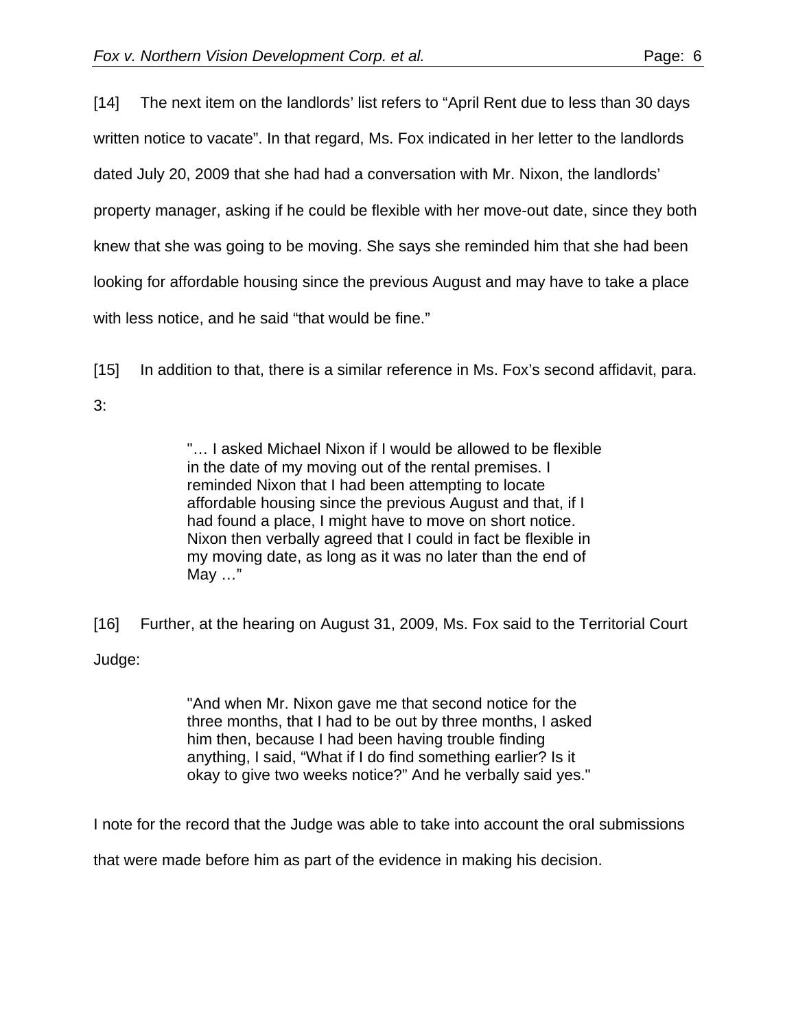[14] The next item on the landlords' list refers to "April Rent due to less than 30 days written notice to vacate". In that regard, Ms. Fox indicated in her letter to the landlords dated July 20, 2009 that she had had a conversation with Mr. Nixon, the landlords' property manager, asking if he could be flexible with her move-out date, since they both knew that she was going to be moving. She says she reminded him that she had been looking for affordable housing since the previous August and may have to take a place with less notice, and he said "that would be fine."

[15] In addition to that, there is a similar reference in Ms. Fox's second affidavit, para. 3:

> "… I asked Michael Nixon if I would be allowed to be flexible in the date of my moving out of the rental premises. I reminded Nixon that I had been attempting to locate affordable housing since the previous August and that, if I had found a place, I might have to move on short notice. Nixon then verbally agreed that I could in fact be flexible in my moving date, as long as it was no later than the end of May …"

[16] Further, at the hearing on August 31, 2009, Ms. Fox said to the Territorial Court Judge:

> "And when Mr. Nixon gave me that second notice for the three months, that I had to be out by three months, I asked him then, because I had been having trouble finding anything, I said, "What if I do find something earlier? Is it okay to give two weeks notice?" And he verbally said yes."

I note for the record that the Judge was able to take into account the oral submissions that were made before him as part of the evidence in making his decision.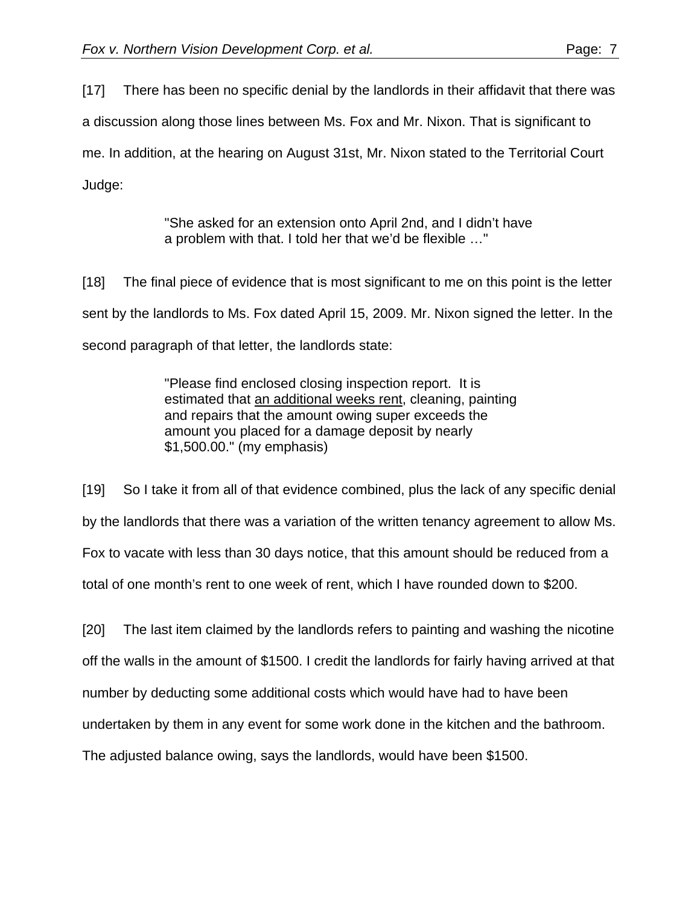[17] There has been no specific denial by the landlords in their affidavit that there was a discussion along those lines between Ms. Fox and Mr. Nixon. That is significant to me. In addition, at the hearing on August 31st, Mr. Nixon stated to the Territorial Court Judge:

> "She asked for an extension onto April 2nd, and I didn't have a problem with that. I told her that we'd be flexible …"

[18] The final piece of evidence that is most significant to me on this point is the letter sent by the landlords to Ms. Fox dated April 15, 2009. Mr. Nixon signed the letter. In the second paragraph of that letter, the landlords state:

> "Please find enclosed closing inspection report. It is estimated that <u>an additional weeks rent</u>, cleaning, painting and repairs that the amount owing super exceeds the amount you placed for a damage deposit by nearly $1,500.00." (my emphasis)

[19] So I take it from all of that evidence combined, plus the lack of any specific denial by the landlords that there was a variation of the written tenancy agreement to allow Ms. Fox to vacate with less than 30 days notice, that this amount should be reduced from a total of one month's rent to one week of rent, which I have rounded down to $200.

[20] The last item claimed by the landlords refers to painting and washing the nicotine off the walls in the amount of $1500. I credit the landlords for fairly having arrived at that number by deducting some additional costs which would have had to have been undertaken by them in any event for some work done in the kitchen and the bathroom. The adjusted balance owing, says the landlords, would have been $1500.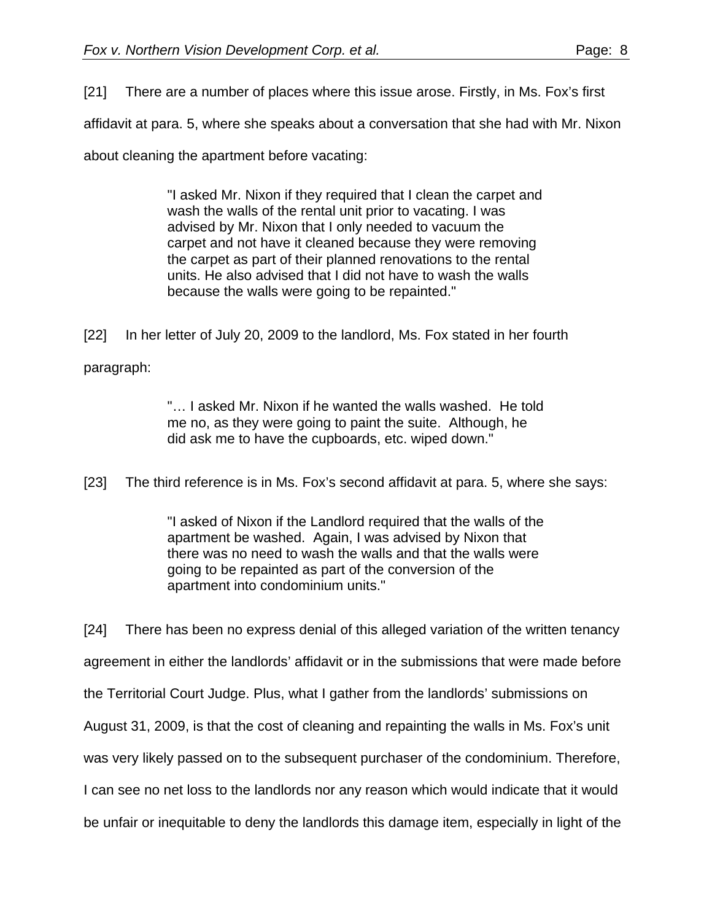[21] There are a number of places where this issue arose. Firstly, in Ms. Fox's first affidavit at para. 5, where she speaks about a conversation that she had with Mr. Nixon about cleaning the apartment before vacating:

> "I asked Mr. Nixon if they required that I clean the carpet and wash the walls of the rental unit prior to vacating. I was advised by Mr. Nixon that I only needed to vacuum the carpet and not have it cleaned because they were removing the carpet as part of their planned renovations to the rental units. He also advised that I did not have to wash the walls because the walls were going to be repainted."

[22] In her letter of July 20, 2009 to the landlord, Ms. Fox stated in her fourth paragraph:

> "… I asked Mr. Nixon if he wanted the walls washed. He told me no, as they were going to paint the suite. Although, he did ask me to have the cupboards, etc. wiped down."

[23] The third reference is in Ms. Fox's second affidavit at para. 5, where she says:

> "I asked of Nixon if the Landlord required that the walls of the apartment be washed. Again, I was advised by Nixon that there was no need to wash the walls and that the walls were going to be repainted as part of the conversion of the apartment into condominium units."

[24] There has been no express denial of this alleged variation of the written tenancy agreement in either the landlords' affidavit or in the submissions that were made before the Territorial Court Judge. Plus, what I gather from the landlords' submissions on August 31, 2009, is that the cost of cleaning and repainting the walls in Ms. Fox's unit was very likely passed on to the subsequent purchaser of the condominium. Therefore, I can see no net loss to the landlords nor any reason which would indicate that it would be unfair or inequitable to deny the landlords this damage item, especially in light of the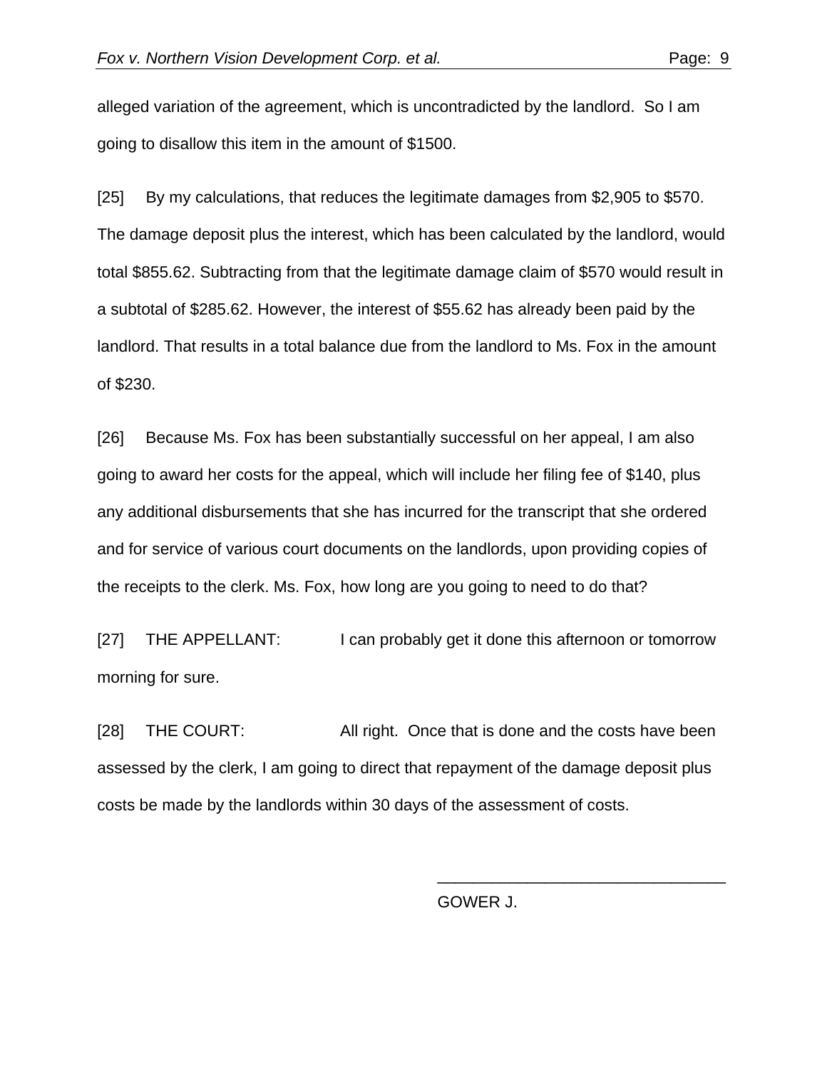alleged variation of the agreement, which is uncontradicted by the landlord. So I am going to disallow this item in the amount of $1500.

[25] By my calculations, that reduces the legitimate damages from $2,905 to $570. The damage deposit plus the interest, which has been calculated by the landlord, would total $855.62. Subtracting from that the legitimate damage claim of $570 would result in a subtotal of $285.62. However, the interest of $55.62 has already been paid by the landlord. That results in a total balance due from the landlord to Ms. Fox in the amount of $230.

[26] Because Ms. Fox has been substantially successful on her appeal, I am also going to award her costs for the appeal, which will include her filing fee of $140, plus any additional disbursements that she has incurred for the transcript that she ordered and for service of various court documents on the landlords, upon providing copies of the receipts to the clerk. Ms. Fox, how long are you going to need to do that?

[27] THE APPELLANT: I can probably get it done this afternoon or tomorrow morning for sure.

[28] THE COURT: All right. Once that is done and the costs have been assessed by the clerk, I am going to direct that repayment of the damage deposit plus costs be made by the landlords within 30 days of the assessment of costs.

\_\_\_\_\_\_\_\_\_\_\_\_\_\_\_\_\_\_\_\_\_\_\_\_\_\_\_\_\_\_\_\_

GOWER J.